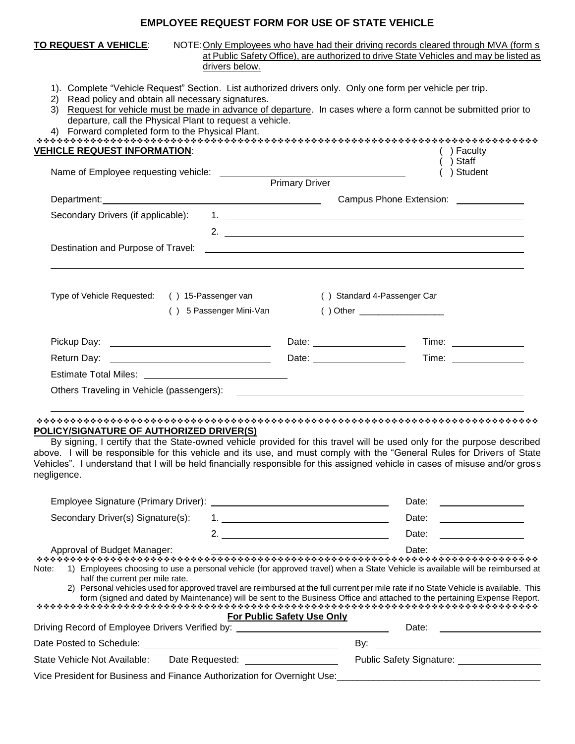# EMPLOYEE REQUEST FORM FOR USE OF STATE VEHICLE

**TO REQUEST A VEHICLE**: NOTE: Only Employees who have had their driving records cleared through MVA (form s at Public Safety Office), are authorized to drive State Vehicles and may be listed as drivers below.

1). Complete "Vehicle Request" Section. List authorized drivers only. Only one form per vehicle per trip.
2) Read policy and obtain all necessary signatures.
3) Request for vehicle must be made in advance of departure. In cases where a form cannot be submitted prior to departure, call the Physical Plant to request a vehicle.
4) Forward completed form to the Physical Plant.

❖❖❖❖❖❖❖❖❖❖❖❖❖❖❖❖❖❖❖❖❖❖❖❖❖❖❖❖❖❖❖❖❖❖❖❖❖❖❖❖❖❖❖❖❖❖❖❖❖❖❖❖❖❖❖❖❖❖❖❖❖❖❖❖❖❖❖❖

**VEHICLE REQUEST INFORMATION**:

( ) Faculty
( ) Staff
( ) Student

Name of Employee requesting vehicle: ______________________________
Primary Driver

Department: ______________________________ Campus Phone Extension: ____________

Secondary Drivers (if applicable): 1. ______________________________

2. ______________________________

Destination and Purpose of Travel: ______________________________

______________________________

Type of Vehicle Requested: ( ) 15-Passenger van ( ) Standard 4-Passenger Car

( ) 5 Passenger Mini-Van ( ) Other _________________

Pickup Day: ______________________ Date: ______________ Time: ____________

Return Day: ______________________ Date: ______________ Time: ____________

Estimate Total Miles: ______________________

Others Traveling in Vehicle (passengers): ______________________________

______________________________

❖❖❖❖❖❖❖❖❖❖❖❖❖❖❖❖❖❖❖❖❖❖❖❖❖❖❖❖❖❖❖❖❖❖❖❖❖❖❖❖❖❖❖❖❖❖❖❖❖❖❖❖❖❖❖❖❖❖❖❖❖❖❖❖❖❖❖❖

**POLICY/SIGNATURE OF AUTHORIZED DRIVER(S)**

By signing, I certify that the State-owned vehicle provided for this travel will be used only for the purpose described above. I will be responsible for this vehicle and its use, and must comply with the "General Rules for Drivers of State Vehicles". I understand that I will be held financially responsible for this assigned vehicle in cases of misuse and/or gross negligence.

Employee Signature (Primary Driver): ______________________________ Date: ____________

Secondary Driver(s) Signature(s): 1. ______________________________ Date: ____________

2. ______________________________ Date: ____________

Approval of Budget Manager: ______________________________ Date: ____________

❖❖❖❖❖❖❖❖❖❖❖❖❖❖❖❖❖❖❖❖❖❖❖❖❖❖❖❖❖❖❖❖❖❖❖❖❖❖❖❖❖❖❖❖❖❖❖❖❖❖❖❖❖❖❖❖❖❖❖❖❖❖❖❖❖❖❖❖

Note:
1) Employees choosing to use a personal vehicle (for approved travel) when a State Vehicle is available will be reimbursed at half the current per mile rate.
2) Personal vehicles used for approved travel are reimbursed at the full current per mile rate if no State Vehicle is available. This form (signed and dated by Maintenance) will be sent to the Business Office and attached to the pertaining Expense Report.

❖❖❖❖❖❖❖❖❖❖❖❖❖❖❖❖❖❖❖❖❖❖❖❖❖❖❖❖❖❖❖❖❖❖❖❖❖❖❖❖❖❖❖❖❖❖❖❖❖❖❖❖❖❖❖❖❖❖❖❖❖❖❖❖❖❖❖❖

**For Public Safety Use Only**

Driving Record of Employee Drivers Verified by: ______________________________ Date: ____________

Date Posted to Schedule: ______________________________ By: ______________________________

State Vehicle Not Available: Date Requested: ______________ Public Safety Signature: ______________

Vice President for Business and Finance Authorization for Overnight Use: ______________________________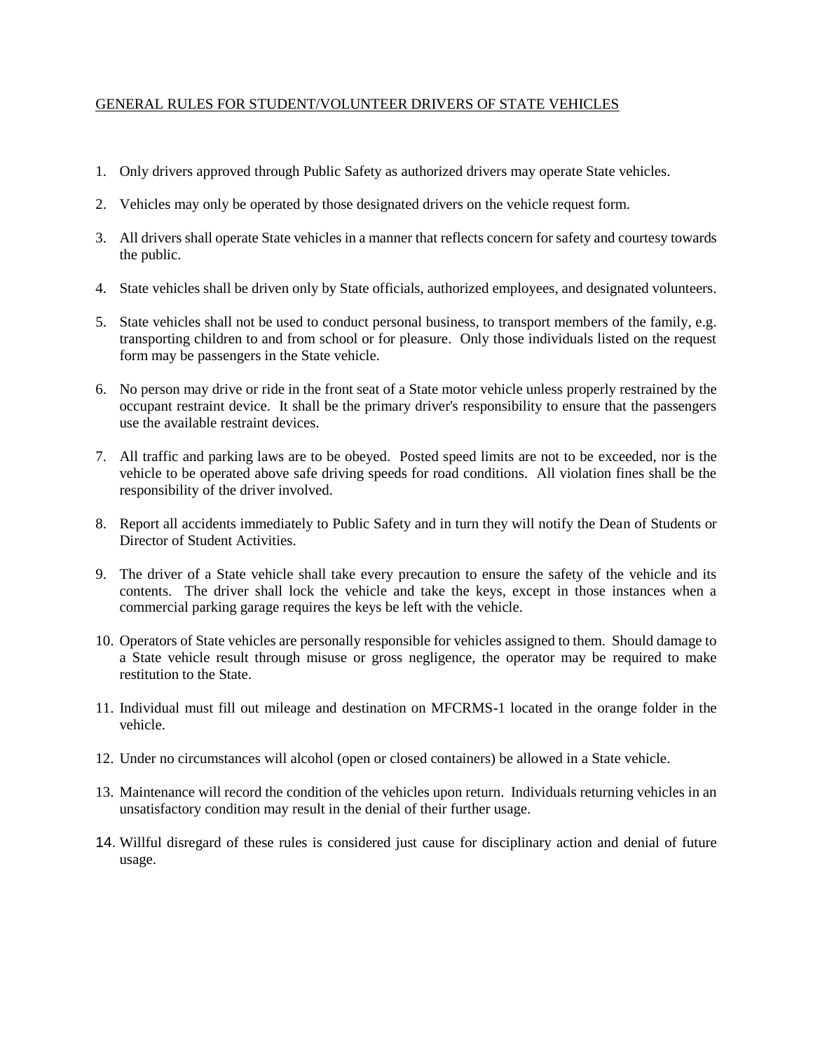GENERAL RULES FOR STUDENT/VOLUNTEER DRIVERS OF STATE VEHICLES

1. Only drivers approved through Public Safety as authorized drivers may operate State vehicles.
2. Vehicles may only be operated by those designated drivers on the vehicle request form.
3. All drivers shall operate State vehicles in a manner that reflects concern for safety and courtesy towards the public.
4. State vehicles shall be driven only by State officials, authorized employees, and designated volunteers.
5. State vehicles shall not be used to conduct personal business, to transport members of the family, e.g. transporting children to and from school or for pleasure. Only those individuals listed on the request form may be passengers in the State vehicle.
6. No person may drive or ride in the front seat of a State motor vehicle unless properly restrained by the occupant restraint device. It shall be the primary driver's responsibility to ensure that the passengers use the available restraint devices.
7. All traffic and parking laws are to be obeyed. Posted speed limits are not to be exceeded, nor is the vehicle to be operated above safe driving speeds for road conditions. All violation fines shall be the responsibility of the driver involved.
8. Report all accidents immediately to Public Safety and in turn they will notify the Dean of Students or Director of Student Activities.
9. The driver of a State vehicle shall take every precaution to ensure the safety of the vehicle and its contents. The driver shall lock the vehicle and take the keys, except in those instances when a commercial parking garage requires the keys be left with the vehicle.
10. Operators of State vehicles are personally responsible for vehicles assigned to them. Should damage to a State vehicle result through misuse or gross negligence, the operator may be required to make restitution to the State.
11. Individual must fill out mileage and destination on MFCRMS-1 located in the orange folder in the vehicle.
12. Under no circumstances will alcohol (open or closed containers) be allowed in a State vehicle.
13. Maintenance will record the condition of the vehicles upon return. Individuals returning vehicles in an unsatisfactory condition may result in the denial of their further usage.
14. Willful disregard of these rules is considered just cause for disciplinary action and denial of future usage.